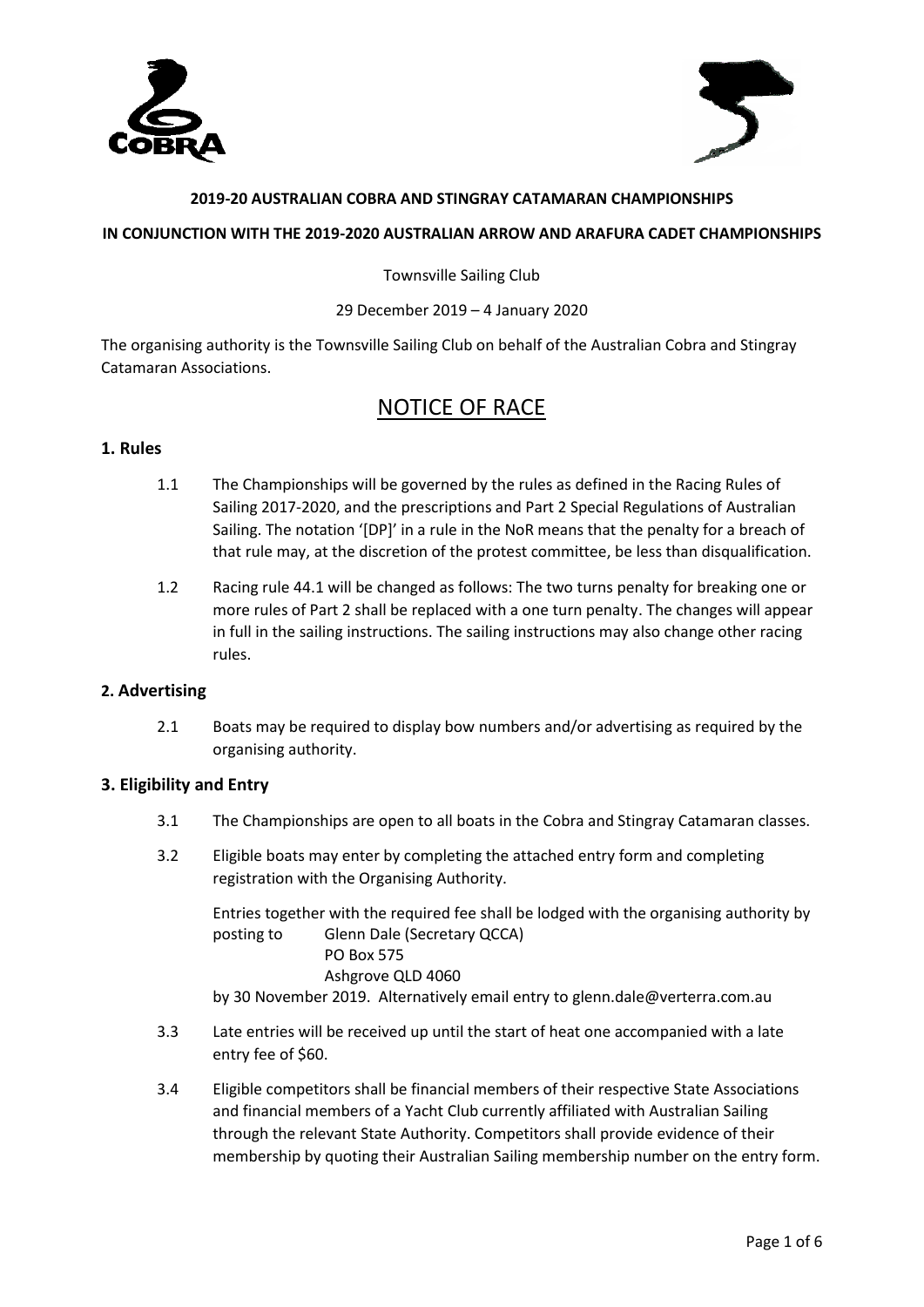**2019-20 AUSTRALIAN COBRA AND STINGRAY CATAMARAN CHAMPIONSHIPS**

**IN CONJUNCTION WITH THE 2019-2020 AUSTRALIAN ARROW AND ARAFURA CADET CHAMPIONSHIPS**

Townsville Sailing Club

29 December 2019 – 4 January 2020

The organising authority is the Townsville Sailing Club on behalf of the Australian Cobra and Stingray Catamaran Associations.

# NOTICE OF RACE

## 1. Rules

1.1 The Championships will be governed by the rules as defined in the Racing Rules of Sailing 2017-2020, and the prescriptions and Part 2 Special Regulations of Australian Sailing. The notation '[DP]' in a rule in the NoR means that the penalty for a breach of that rule may, at the discretion of the protest committee, be less than disqualification.

1.2 Racing rule 44.1 will be changed as follows: The two turns penalty for breaking one or more rules of Part 2 shall be replaced with a one turn penalty. The changes will appear in full in the sailing instructions. The sailing instructions may also change other racing rules.

## 2. Advertising

2.1 Boats may be required to display bow numbers and/or advertising as required by the organising authority.

## 3. Eligibility and Entry

3.1 The Championships are open to all boats in the Cobra and Stingray Catamaran classes.

3.2 Eligible boats may enter by completing the attached entry form and completing registration with the Organising Authority.

Entries together with the required fee shall be lodged with the organising authority by posting to Glenn Dale (Secretary QCCA)
PO Box 575
Ashgrove QLD 4060
by 30 November 2019. Alternatively email entry to glenn.dale@verterra.com.au

3.3 Late entries will be received up until the start of heat one accompanied with a late entry fee of $60.

3.4 Eligible competitors shall be financial members of their respective State Associations and financial members of a Yacht Club currently affiliated with Australian Sailing through the relevant State Authority. Competitors shall provide evidence of their membership by quoting their Australian Sailing membership number on the entry form.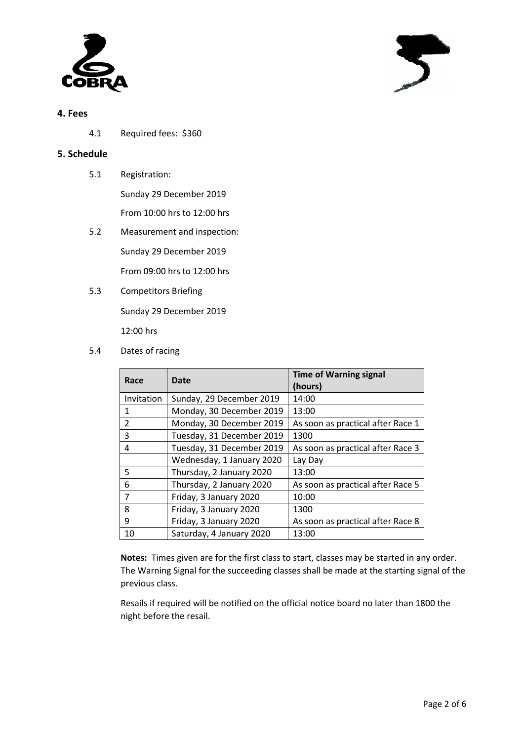## 4. Fees

4.1 Required fees: $360

## 5. Schedule

5.1 Registration:

Sunday 29 December 2019

From 10:00 hrs to 12:00 hrs

5.2 Measurement and inspection:

Sunday 29 December 2019

From 09:00 hrs to 12:00 hrs

5.3 Competitors Briefing

Sunday 29 December 2019

12:00 hrs

5.4 Dates of racing

| Race | Date | Time of Warning signal (hours) |
|---|---|---|
| Invitation | Sunday, 29 December 2019 | 14:00 |
| 1 | Monday, 30 December 2019 | 13:00 |
| 2 | Monday, 30 December 2019 | As soon as practical after Race 1 |
| 3 | Tuesday, 31 December 2019 | 1300 |
| 4 | Tuesday, 31 December 2019 | As soon as practical after Race 3 |
| | Wednesday, 1 January 2020 | Lay Day |
| 5 | Thursday, 2 January 2020 | 13:00 |
| 6 | Thursday, 2 January 2020 | As soon as practical after Race 5 |
| 7 | Friday, 3 January 2020 | 10:00 |
| 8 | Friday, 3 January 2020 | 1300 |
| 9 | Friday, 3 January 2020 | As soon as practical after Race 8 |
| 10 | Saturday, 4 January 2020 | 13:00 |

**Notes:** Times given are for the first class to start, classes may be started in any order. The Warning Signal for the succeeding classes shall be made at the starting signal of the previous class.

Resails if required will be notified on the official notice board no later than 1800 the night before the resail.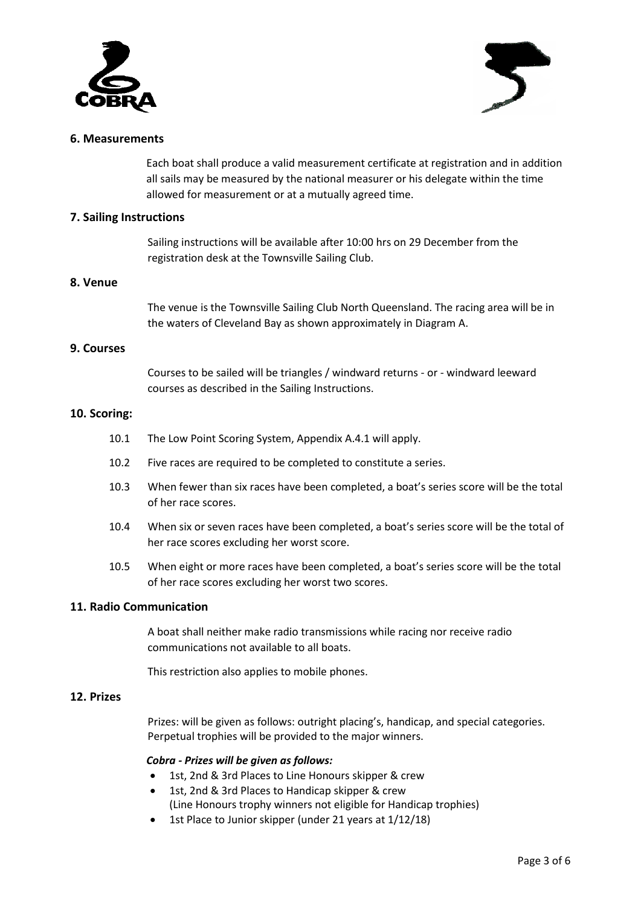## 6. Measurements

Each boat shall produce a valid measurement certificate at registration and in addition all sails may be measured by the national measurer or his delegate within the time allowed for measurement or at a mutually agreed time.

## 7. Sailing Instructions

Sailing instructions will be available after 10:00 hrs on 29 December from the registration desk at the Townsville Sailing Club.

## 8. Venue

The venue is the Townsville Sailing Club North Queensland. The racing area will be in the waters of Cleveland Bay as shown approximately in Diagram A.

## 9. Courses

Courses to be sailed will be triangles / windward returns - or - windward leeward courses as described in the Sailing Instructions.

## 10. Scoring:

10.1 The Low Point Scoring System, Appendix A.4.1 will apply.

10.2 Five races are required to be completed to constitute a series.

10.3 When fewer than six races have been completed, a boat's series score will be the total of her race scores.

10.4 When six or seven races have been completed, a boat's series score will be the total of her race scores excluding her worst score.

10.5 When eight or more races have been completed, a boat's series score will be the total of her race scores excluding her worst two scores.

## 11. Radio Communication

A boat shall neither make radio transmissions while racing nor receive radio communications not available to all boats.

This restriction also applies to mobile phones.

## 12. Prizes

Prizes: will be given as follows: outright placing's, handicap, and special categories. Perpetual trophies will be provided to the major winners.

***Cobra - Prizes will be given as follows:***

- 1st, 2nd & 3rd Places to Line Honours skipper & crew
- 1st, 2nd & 3rd Places to Handicap skipper & crew
  (Line Honours trophy winners not eligible for Handicap trophies)
- 1st Place to Junior skipper (under 21 years at 1/12/18)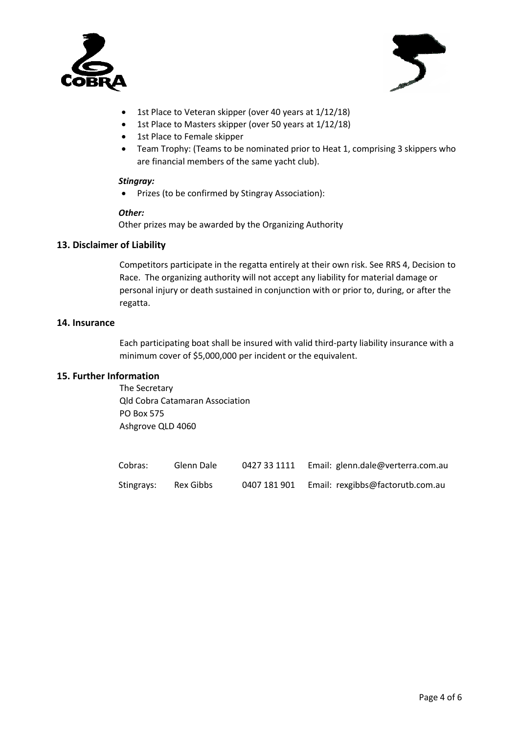- 1st Place to Veteran skipper (over 40 years at 1/12/18)
- 1st Place to Masters skipper (over 50 years at 1/12/18)
- 1st Place to Female skipper
- Team Trophy: (Teams to be nominated prior to Heat 1, comprising 3 skippers who are financial members of the same yacht club).

***Stingray:***

- Prizes (to be confirmed by Stingray Association):

***Other:***

Other prizes may be awarded by the Organizing Authority

### 13. Disclaimer of Liability

Competitors participate in the regatta entirely at their own risk. See RRS 4, Decision to Race. The organizing authority will not accept any liability for material damage or personal injury or death sustained in conjunction with or prior to, during, or after the regatta.

### 14. Insurance

Each participating boat shall be insured with valid third-party liability insurance with a minimum cover of $5,000,000 per incident or the equivalent.

### 15. Further Information

The Secretary
Qld Cobra Catamaran Association
PO Box 575
Ashgrove QLD 4060

| | | | |
|---|---|---|---|
| Cobras: | Glenn Dale | 0427 33 1111 | Email: glenn.dale@verterra.com.au |
| Stingrays: | Rex Gibbs | 0407 181 901 | Email: rexgibbs@factorutb.com.au |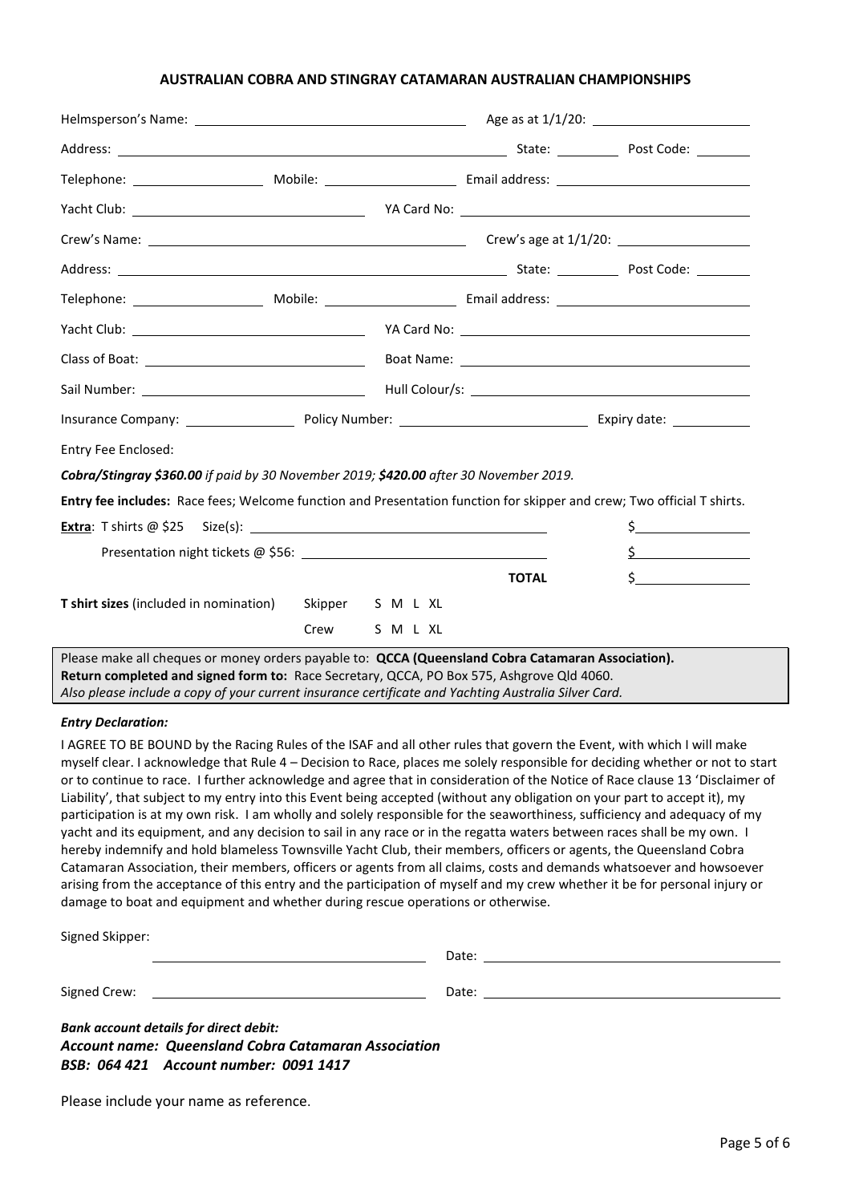# AUSTRALIAN COBRA AND STINGRAY CATAMARAN AUSTRALIAN CHAMPIONSHIPS

Helmsperson's Name: ______________________ Age as at 1/1/20: ______________

Address: ______________________________ State: ________ Post Code: _______

Telephone: ______________ Mobile: ______________ Email address: ______________

Yacht Club: ______________________ YA Card No: ______________________

Crew's Name: ______________________ Crew's age at 1/1/20: ______________

Address: ______________________________ State: ________ Post Code: _______

Telephone: ______________ Mobile: ______________ Email address: ______________

Yacht Club: ______________________ YA Card No: ______________________

Class of Boat: ______________________ Boat Name: ______________________

Sail Number: ______________________ Hull Colour/s: ______________________

Insurance Company: ______________ Policy Number: ______________ Expiry date: __________

Entry Fee Enclosed:

***Cobra/Stingray $360.00** if paid by 30 November 2019; **$420.00** after 30 November 2019.*

**Entry fee includes:** Race fees; Welcome function and Presentation function for skipper and crew; Two official T shirts.

**Extra**: T shirts @ $25 Size(s): ______________________ $__________

Presentation night tickets @ $56: ______________________ $__________

**TOTAL** $__________

**T shirt sizes** (included in nomination) Skipper S M L XL

Crew S M L XL

Please make all cheques or money orders payable to: **QCCA (Queensland Cobra Catamaran Association).**
**Return completed and signed form to:** Race Secretary, QCCA, PO Box 575, Ashgrove Qld 4060.
*Also please include a copy of your current insurance certificate and Yachting Australia Silver Card.*

***Entry Declaration:***

I AGREE TO BE BOUND by the Racing Rules of the ISAF and all other rules that govern the Event, with which I will make myself clear. I acknowledge that Rule 4 – Decision to Race, places me solely responsible for deciding whether or not to start or to continue to race. I further acknowledge and agree that in consideration of the Notice of Race clause 13 'Disclaimer of Liability', that subject to my entry into this Event being accepted (without any obligation on your part to accept it), my participation is at my own risk. I am wholly and solely responsible for the seaworthiness, sufficiency and adequacy of my yacht and its equipment, and any decision to sail in any race or in the regatta waters between races shall be my own. I hereby indemnify and hold blameless Townsville Yacht Club, their members, officers or agents, the Queensland Cobra Catamaran Association, their members, officers or agents from all claims, costs and demands whatsoever and howsoever arising from the acceptance of this entry and the participation of myself and my crew whether it be for personal injury or damage to boat and equipment and whether during rescue operations or otherwise.

Signed Skipper: ______________________ Date: ______________________

Signed Crew: ______________________ Date: ______________________

***Bank account details for direct debit:***
***Account name: Queensland Cobra Catamaran Association***
***BSB: 064 421 Account number: 0091 1417***

Please include your name as reference.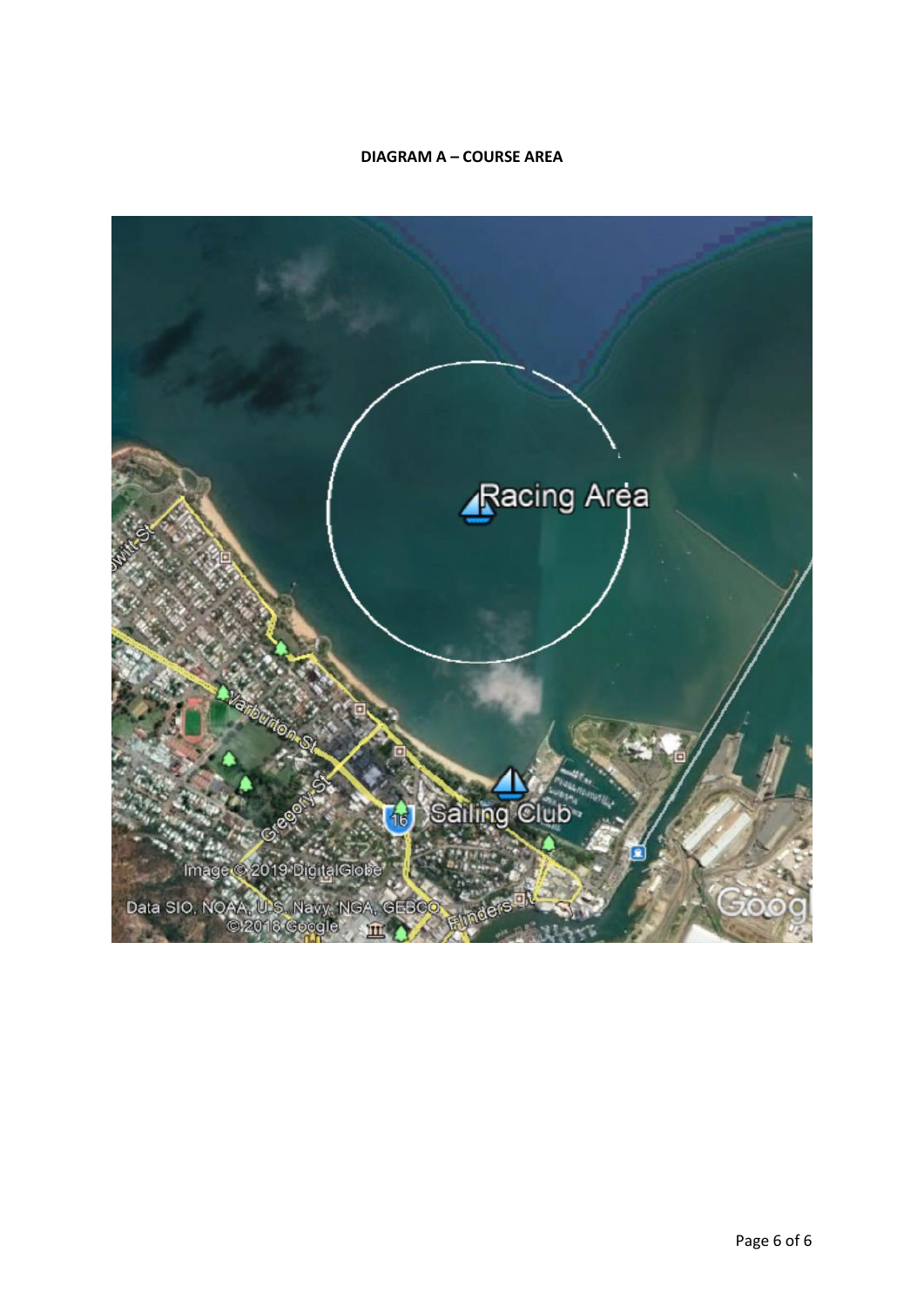**DIAGRAM A – COURSE AREA**